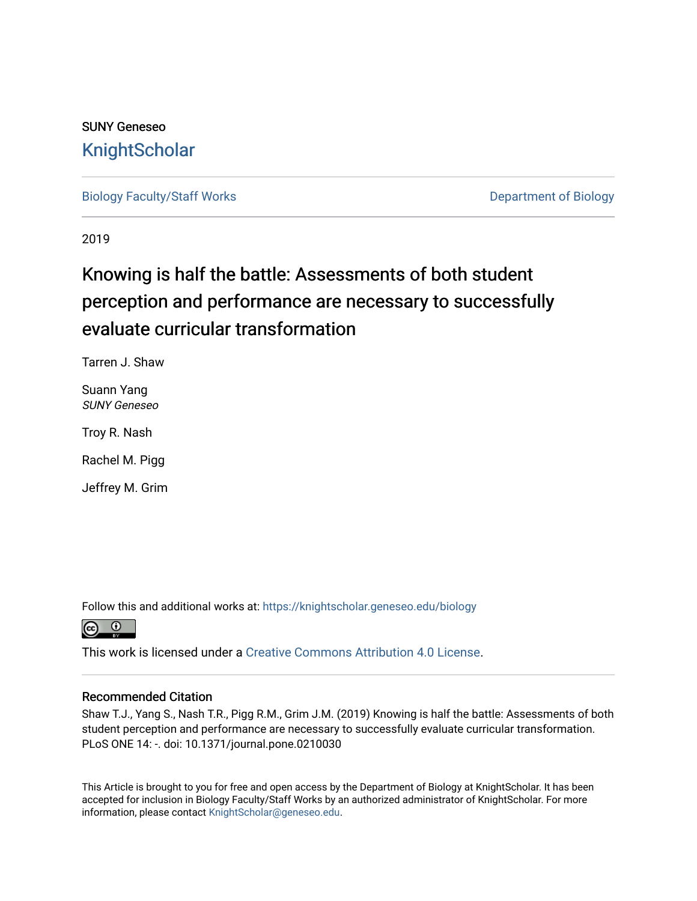SUNY Geneseo

# KnightScholar

Biology Faculty/Staff Works | Department of Biology

2019

## Knowing is half the battle: Assessments of both student perception and performance are necessary to successfully evaluate curricular transformation

Tarren J. Shaw

Suann Yang
*SUNY Geneseo*

Troy R. Nash

Rachel M. Pigg

Jeffrey M. Grim

Follow this and additional works at: https://knightscholar.geneseo.edu/biology

This work is licensed under a Creative Commons Attribution 4.0 License.

### Recommended Citation

Shaw T.J., Yang S., Nash T.R., Pigg R.M., Grim J.M. (2019) Knowing is half the battle: Assessments of both student perception and performance are necessary to successfully evaluate curricular transformation. PLoS ONE 14: -. doi: 10.1371/journal.pone.0210030

This Article is brought to you for free and open access by the Department of Biology at KnightScholar. It has been accepted for inclusion in Biology Faculty/Staff Works by an authorized administrator of KnightScholar. For more information, please contact KnightScholar@geneseo.edu.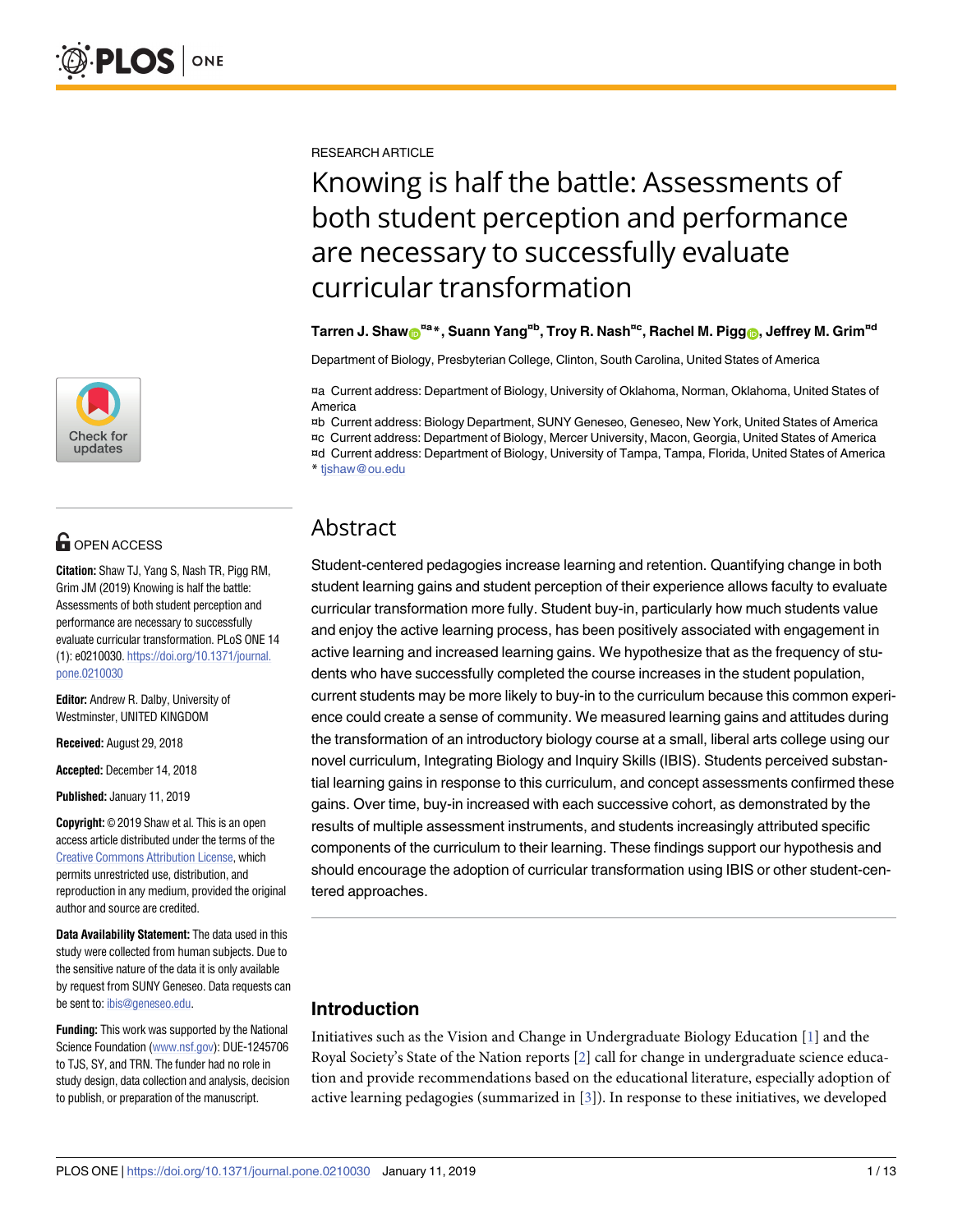RESEARCH ARTICLE

# Knowing is half the battle: Assessments of both student perception and performance are necessary to successfully evaluate curricular transformation

**Tarren J. Shaw[¤a]*, Suann Yang[¤b], Troy R. Nash[¤c], Rachel M. Pigg, Jeffrey M. Grim[¤d]**

Department of Biology, Presbyterian College, Clinton, South Carolina, United States of America

¤a Current address: Department of Biology, University of Oklahoma, Norman, Oklahoma, United States of America
¤b Current address: Biology Department, SUNY Geneseo, Geneseo, New York, United States of America
¤c Current address: Department of Biology, Mercer University, Macon, Georgia, United States of America
¤d Current address: Department of Biology, University of Tampa, Tampa, Florida, United States of America
* tjshaw@ou.edu

OPEN ACCESS

**Citation:** Shaw TJ, Yang S, Nash TR, Pigg RM, Grim JM (2019) Knowing is half the battle: Assessments of both student perception and performance are necessary to successfully evaluate curricular transformation. PLoS ONE 14 (1): e0210030. https://doi.org/10.1371/journal.pone.0210030

**Editor:** Andrew R. Dalby, University of Westminster, UNITED KINGDOM

**Received:** August 29, 2018

**Accepted:** December 14, 2018

**Published:** January 11, 2019

**Copyright:** © 2019 Shaw et al. This is an open access article distributed under the terms of the Creative Commons Attribution License, which permits unrestricted use, distribution, and reproduction in any medium, provided the original author and source are credited.

**Data Availability Statement:** The data used in this study were collected from human subjects. Due to the sensitive nature of the data it is only available by request from SUNY Geneseo. Data requests can be sent to: ibis@geneseo.edu.

**Funding:** This work was supported by the National Science Foundation (www.nsf.gov): DUE-1245706 to TJS, SY, and TRN. The funder had no role in study design, data collection and analysis, decision to publish, or preparation of the manuscript.

## Abstract

Student-centered pedagogies increase learning and retention. Quantifying change in both student learning gains and student perception of their experience allows faculty to evaluate curricular transformation more fully. Student buy-in, particularly how much students value and enjoy the active learning process, has been positively associated with engagement in active learning and increased learning gains. We hypothesize that as the frequency of students who have successfully completed the course increases in the student population, current students may be more likely to buy-in to the curriculum because this common experience could create a sense of community. We measured learning gains and attitudes during the transformation of an introductory biology course at a small, liberal arts college using our novel curriculum, Integrating Biology and Inquiry Skills (IBIS). Students perceived substantial learning gains in response to this curriculum, and concept assessments confirmed these gains. Over time, buy-in increased with each successive cohort, as demonstrated by the results of multiple assessment instruments, and students increasingly attributed specific components of the curriculum to their learning. These findings support our hypothesis and should encourage the adoption of curricular transformation using IBIS or other student-centered approaches.

## Introduction

Initiatives such as the Vision and Change in Undergraduate Biology Education [1] and the Royal Society's State of the Nation reports [2] call for change in undergraduate science education and provide recommendations based on the educational literature, especially adoption of active learning pedagogies (summarized in [3]). In response to these initiatives, we developed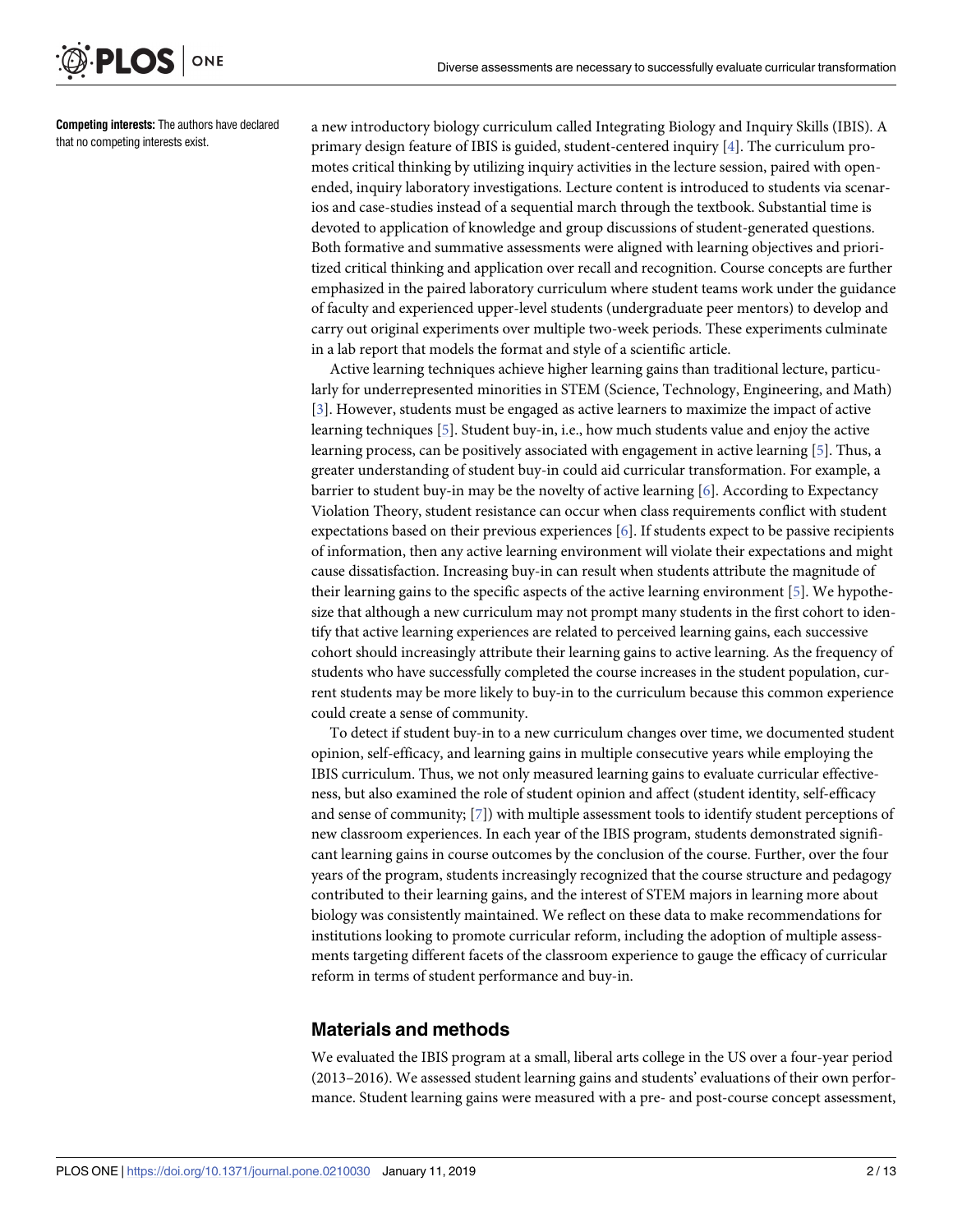**Competing interests:** The authors have declared that no competing interests exist.

a new introductory biology curriculum called Integrating Biology and Inquiry Skills (IBIS). A primary design feature of IBIS is guided, student-centered inquiry [4]. The curriculum promotes critical thinking by utilizing inquiry activities in the lecture session, paired with open-ended, inquiry laboratory investigations. Lecture content is introduced to students via scenarios and case-studies instead of a sequential march through the textbook. Substantial time is devoted to application of knowledge and group discussions of student-generated questions. Both formative and summative assessments were aligned with learning objectives and prioritized critical thinking and application over recall and recognition. Course concepts are further emphasized in the paired laboratory curriculum where student teams work under the guidance of faculty and experienced upper-level students (undergraduate peer mentors) to develop and carry out original experiments over multiple two-week periods. These experiments culminate in a lab report that models the format and style of a scientific article.

Active learning techniques achieve higher learning gains than traditional lecture, particularly for underrepresented minorities in STEM (Science, Technology, Engineering, and Math) [3]. However, students must be engaged as active learners to maximize the impact of active learning techniques [5]. Student buy-in, i.e., how much students value and enjoy the active learning process, can be positively associated with engagement in active learning [5]. Thus, a greater understanding of student buy-in could aid curricular transformation. For example, a barrier to student buy-in may be the novelty of active learning [6]. According to Expectancy Violation Theory, student resistance can occur when class requirements conflict with student expectations based on their previous experiences [6]. If students expect to be passive recipients of information, then any active learning environment will violate their expectations and might cause dissatisfaction. Increasing buy-in can result when students attribute the magnitude of their learning gains to the specific aspects of the active learning environment [5]. We hypothesize that although a new curriculum may not prompt many students in the first cohort to identify that active learning experiences are related to perceived learning gains, each successive cohort should increasingly attribute their learning gains to active learning. As the frequency of students who have successfully completed the course increases in the student population, current students may be more likely to buy-in to the curriculum because this common experience could create a sense of community.

To detect if student buy-in to a new curriculum changes over time, we documented student opinion, self-efficacy, and learning gains in multiple consecutive years while employing the IBIS curriculum. Thus, we not only measured learning gains to evaluate curricular effectiveness, but also examined the role of student opinion and affect (student identity, self-efficacy and sense of community; [7]) with multiple assessment tools to identify student perceptions of new classroom experiences. In each year of the IBIS program, students demonstrated significant learning gains in course outcomes by the conclusion of the course. Further, over the four years of the program, students increasingly recognized that the course structure and pedagogy contributed to their learning gains, and the interest of STEM majors in learning more about biology was consistently maintained. We reflect on these data to make recommendations for institutions looking to promote curricular reform, including the adoption of multiple assessments targeting different facets of the classroom experience to gauge the efficacy of curricular reform in terms of student performance and buy-in.

## Materials and methods

We evaluated the IBIS program at a small, liberal arts college in the US over a four-year period (2013–2016). We assessed student learning gains and students' evaluations of their own performance. Student learning gains were measured with a pre- and post-course concept assessment,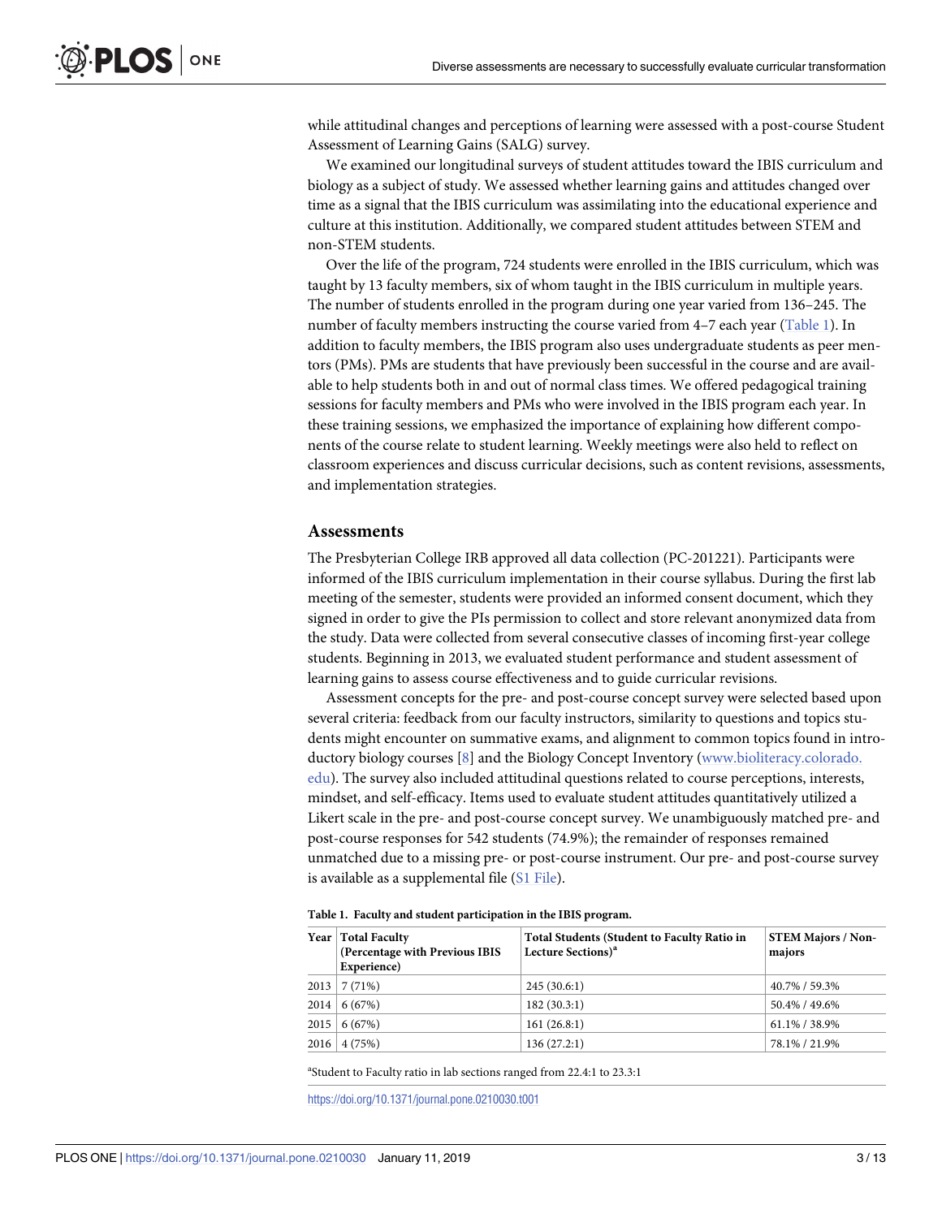while attitudinal changes and perceptions of learning were assessed with a post-course Student Assessment of Learning Gains (SALG) survey.

We examined our longitudinal surveys of student attitudes toward the IBIS curriculum and biology as a subject of study. We assessed whether learning gains and attitudes changed over time as a signal that the IBIS curriculum was assimilating into the educational experience and culture at this institution. Additionally, we compared student attitudes between STEM and non-STEM students.

Over the life of the program, 724 students were enrolled in the IBIS curriculum, which was taught by 13 faculty members, six of whom taught in the IBIS curriculum in multiple years. The number of students enrolled in the program during one year varied from 136–245. The number of faculty members instructing the course varied from 4–7 each year (Table 1). In addition to faculty members, the IBIS program also uses undergraduate students as peer mentors (PMs). PMs are students that have previously been successful in the course and are available to help students both in and out of normal class times. We offered pedagogical training sessions for faculty members and PMs who were involved in the IBIS program each year. In these training sessions, we emphasized the importance of explaining how different components of the course relate to student learning. Weekly meetings were also held to reflect on classroom experiences and discuss curricular decisions, such as content revisions, assessments, and implementation strategies.

## Assessments

The Presbyterian College IRB approved all data collection (PC-201221). Participants were informed of the IBIS curriculum implementation in their course syllabus. During the first lab meeting of the semester, students were provided an informed consent document, which they signed in order to give the PIs permission to collect and store relevant anonymized data from the study. Data were collected from several consecutive classes of incoming first-year college students. Beginning in 2013, we evaluated student performance and student assessment of learning gains to assess course effectiveness and to guide curricular revisions.

Assessment concepts for the pre- and post-course concept survey were selected based upon several criteria: feedback from our faculty instructors, similarity to questions and topics students might encounter on summative exams, and alignment to common topics found in introductory biology courses [8] and the Biology Concept Inventory (www.bioliteracy.colorado.edu). The survey also included attitudinal questions related to course perceptions, interests, mindset, and self-efficacy. Items used to evaluate student attitudes quantitatively utilized a Likert scale in the pre- and post-course concept survey. We unambiguously matched pre- and post-course responses for 542 students (74.9%); the remainder of responses remained unmatched due to a missing pre- or post-course instrument. Our pre- and post-course survey is available as a supplemental file (S1 File).

**Table 1. Faculty and student participation in the IBIS program.**

| Year | Total Faculty (Percentage with Previous IBIS Experience) | Total Students (Student to Faculty Ratio in Lecture Sections)[a] | STEM Majors / Non-majors |
|---|---|---|---|
| 2013 | 7 (71%) | 245 (30.6:1) | 40.7% / 59.3% |
| 2014 | 6 (67%) | 182 (30.3:1) | 50.4% / 49.6% |
| 2015 | 6 (67%) | 161 (26.8:1) | 61.1% / 38.9% |
| 2016 | 4 (75%) | 136 (27.2:1) | 78.1% / 21.9% |

[a]Student to Faculty ratio in lab sections ranged from 22.4:1 to 23.3:1

https://doi.org/10.1371/journal.pone.0210030.t001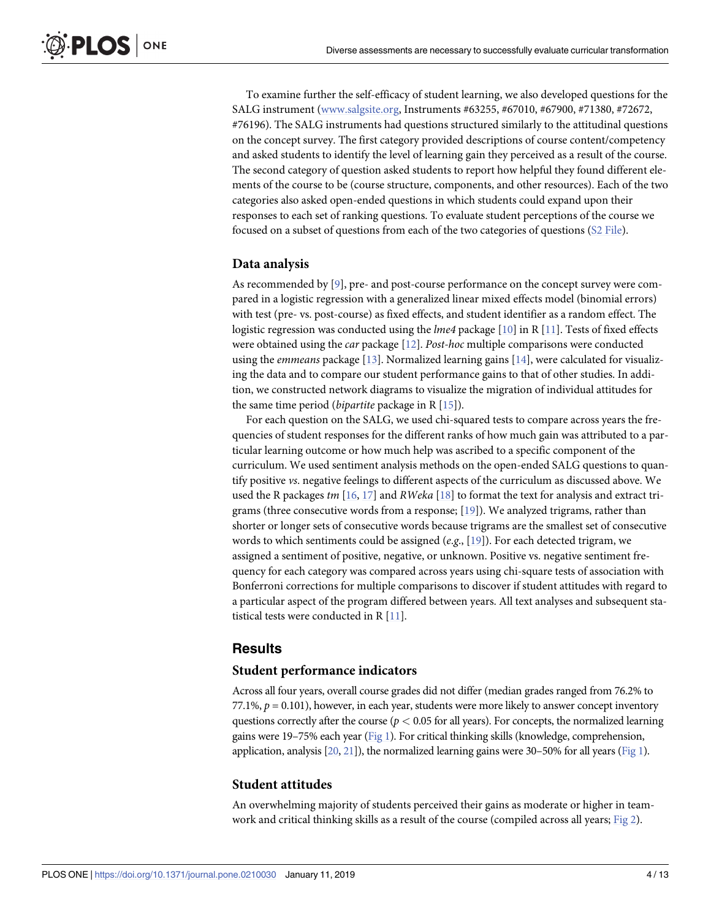To examine further the self-efficacy of student learning, we also developed questions for the SALG instrument (www.salgsite.org, Instruments #63255, #67010, #67900, #71380, #72672, #76196). The SALG instruments had questions structured similarly to the attitudinal questions on the concept survey. The first category provided descriptions of course content/competency and asked students to identify the level of learning gain they perceived as a result of the course. The second category of question asked students to report how helpful they found different elements of the course to be (course structure, components, and other resources). Each of the two categories also asked open-ended questions in which students could expand upon their responses to each set of ranking questions. To evaluate student perceptions of the course we focused on a subset of questions from each of the two categories of questions (S2 File).

### Data analysis

As recommended by [9], pre- and post-course performance on the concept survey were compared in a logistic regression with a generalized linear mixed effects model (binomial errors) with test (pre- vs. post-course) as fixed effects, and student identifier as a random effect. The logistic regression was conducted using the *lme4* package [10] in R [11]. Tests of fixed effects were obtained using the *car* package [12]. *Post-hoc* multiple comparisons were conducted using the *emmeans* package [13]. Normalized learning gains [14], were calculated for visualizing the data and to compare our student performance gains to that of other studies. In addition, we constructed network diagrams to visualize the migration of individual attitudes for the same time period (*bipartite* package in R [15]).

For each question on the SALG, we used chi-squared tests to compare across years the frequencies of student responses for the different ranks of how much gain was attributed to a particular learning outcome or how much help was ascribed to a specific component of the curriculum. We used sentiment analysis methods on the open-ended SALG questions to quantify positive *vs*. negative feelings to different aspects of the curriculum as discussed above. We used the R packages *tm* [16, 17] and *RWeka* [18] to format the text for analysis and extract trigrams (three consecutive words from a response; [19]). We analyzed trigrams, rather than shorter or longer sets of consecutive words because trigrams are the smallest set of consecutive words to which sentiments could be assigned (*e*.*g*., [19]). For each detected trigram, we assigned a sentiment of positive, negative, or unknown. Positive vs. negative sentiment frequency for each category was compared across years using chi-square tests of association with Bonferroni corrections for multiple comparisons to discover if student attitudes with regard to a particular aspect of the program differed between years. All text analyses and subsequent statistical tests were conducted in R [11].

## Results

### Student performance indicators

Across all four years, overall course grades did not differ (median grades ranged from 76.2% to 77.1%, $p = 0.101$), however, in each year, students were more likely to answer concept inventory questions correctly after the course ($p < 0.05$ for all years). For concepts, the normalized learning gains were 19–75% each year (Fig 1). For critical thinking skills (knowledge, comprehension, application, analysis [20, 21]), the normalized learning gains were 30–50% for all years (Fig 1).

### Student attitudes

An overwhelming majority of students perceived their gains as moderate or higher in teamwork and critical thinking skills as a result of the course (compiled across all years; Fig 2).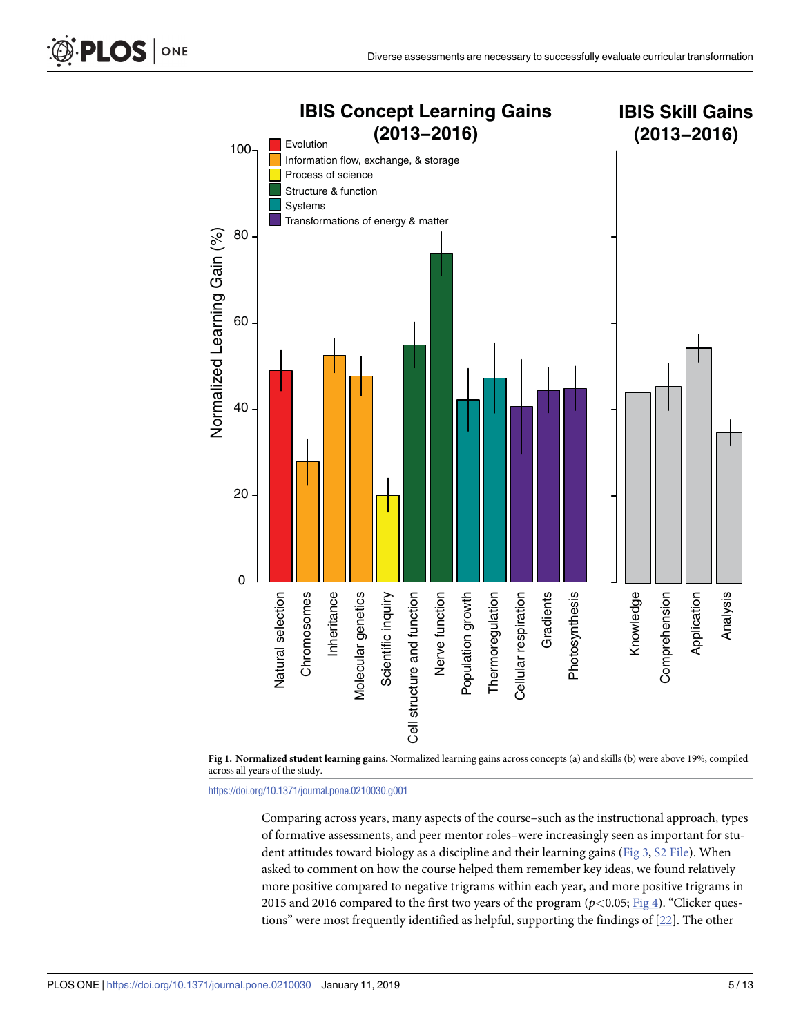Fig 1. **Normalized student learning gains.** Normalized learning gains across concepts (a) and skills (b) were above 19%, compiled across all years of the study.

https://doi.org/10.1371/journal.pone.0210030.g001

Comparing across years, many aspects of the course–such as the instructional approach, types of formative assessments, and peer mentor roles–were increasingly seen as important for student attitudes toward biology as a discipline and their learning gains (Fig 3, S2 File). When asked to comment on how the course helped them remember key ideas, we found relatively more positive compared to negative trigrams within each year, and more positive trigrams in 2015 and 2016 compared to the first two years of the program ($p<0.05$; Fig 4). "Clicker questions" were most frequently identified as helpful, supporting the findings of [22]. The other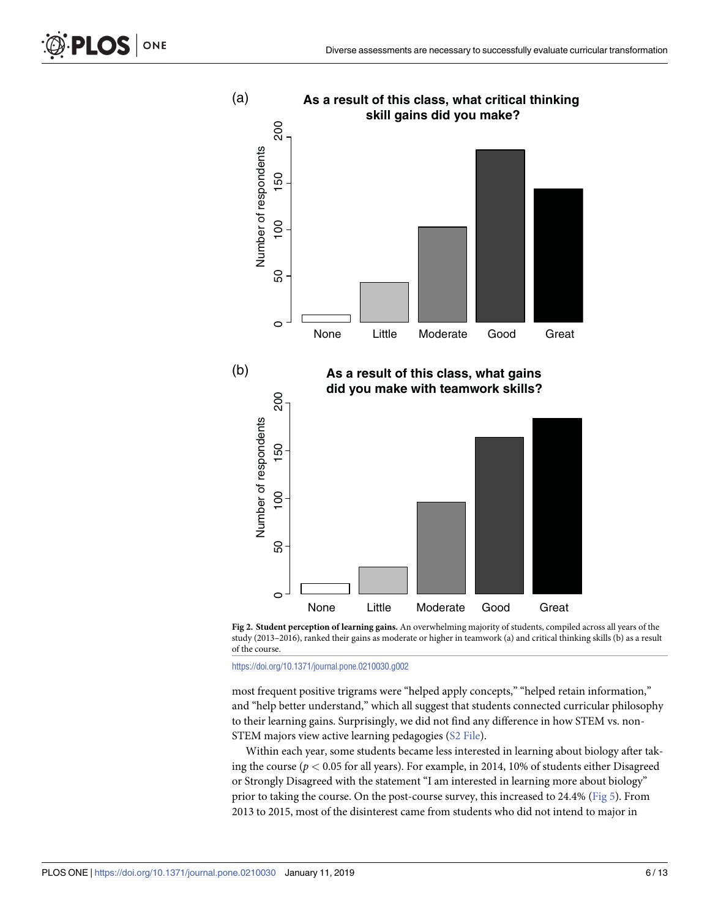(a)

**As a result of this class, what critical thinking skill gains did you make?**

(b)

**As a result of this class, what gains did you make with teamwork skills?**

**Fig 2. Student perception of learning gains.** An overwhelming majority of students, compiled across all years of the study (2013–2016), ranked their gains as moderate or higher in teamwork (a) and critical thinking skills (b) as a result of the course.

https://doi.org/10.1371/journal.pone.0210030.g002

most frequent positive trigrams were "helped apply concepts," "helped retain information," and "help better understand," which all suggest that students connected curricular philosophy to their learning gains. Surprisingly, we did not find any difference in how STEM vs. non-STEM majors view active learning pedagogies (S2 File).

Within each year, some students became less interested in learning about biology after taking the course ($p < 0.05$ for all years). For example, in 2014, 10% of students either Disagreed or Strongly Disagreed with the statement "I am interested in learning more about biology" prior to taking the course. On the post-course survey, this increased to 24.4% (Fig 5). From 2013 to 2015, most of the disinterest came from students who did not intend to major in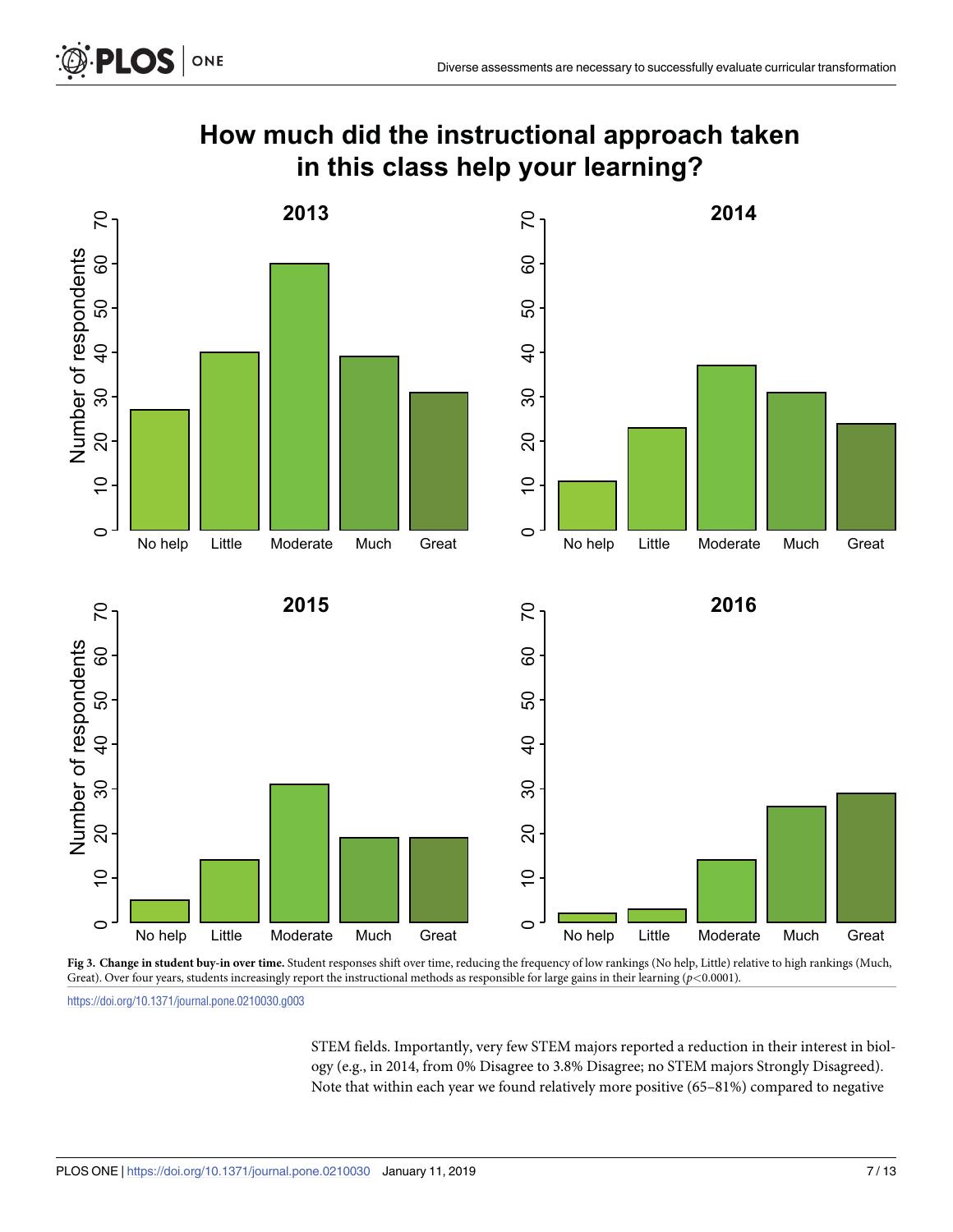**Fig 3. Change in student buy-in over time.** Student responses shift over time, reducing the frequency of low rankings (No help, Little) relative to high rankings (Much, Great). Over four years, students increasingly report the instructional methods as responsible for large gains in their learning ($p < 0.0001$).

https://doi.org/10.1371/journal.pone.0210030.g003

STEM fields. Importantly, very few STEM majors reported a reduction in their interest in biology (e.g., in 2014, from 0% Disagree to 3.8% Disagree; no STEM majors Strongly Disagreed). Note that within each year we found relatively more positive (65–81%) compared to negative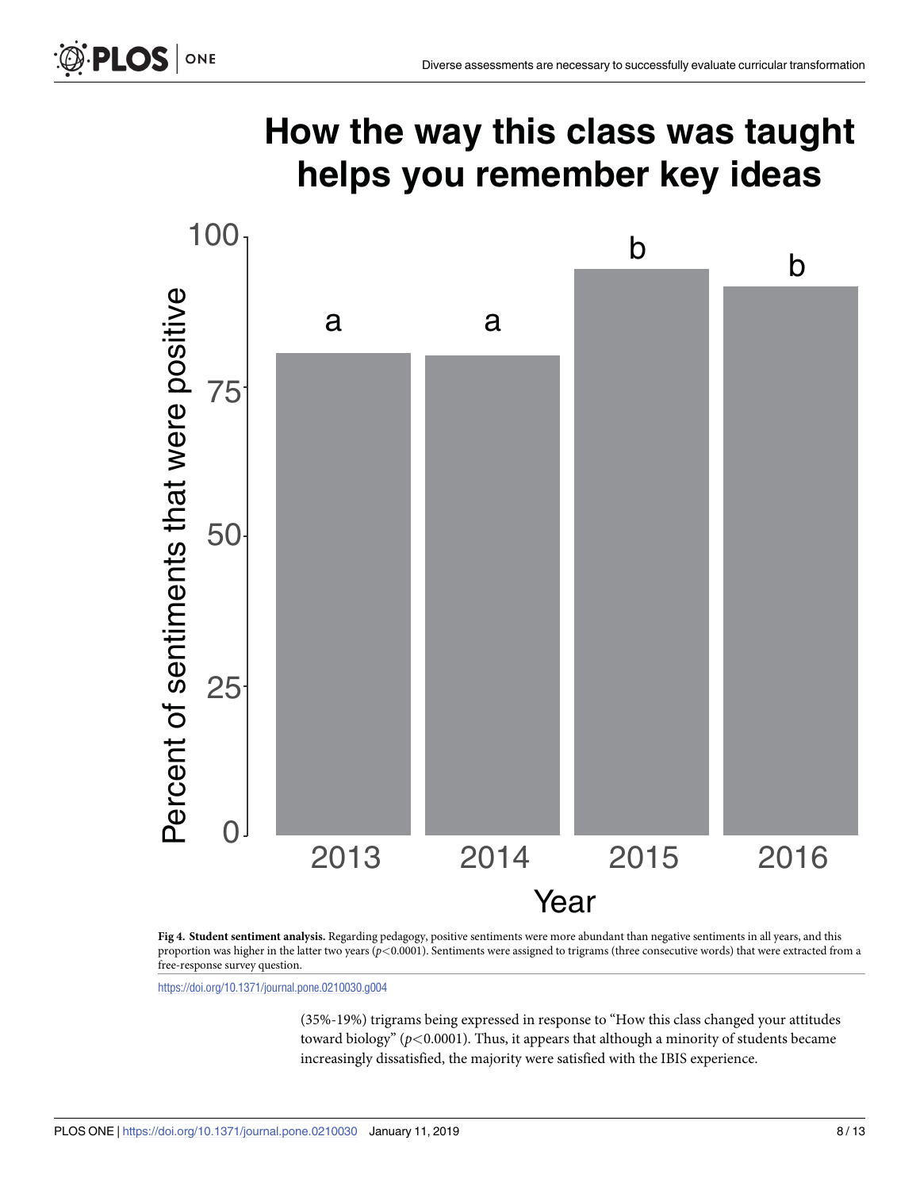**Fig 4. Student sentiment analysis.** Regarding pedagogy, positive sentiments were more abundant than negative sentiments in all years, and this proportion was higher in the latter two years ($p<0.0001$). Sentiments were assigned to trigrams (three consecutive words) that were extracted from a free-response survey question.

https://doi.org/10.1371/journal.pone.0210030.g004

(35%-19%) trigrams being expressed in response to "How this class changed your attitudes toward biology" ($p<0.0001$). Thus, it appears that although a minority of students became increasingly dissatisfied, the majority were satisfied with the IBIS experience.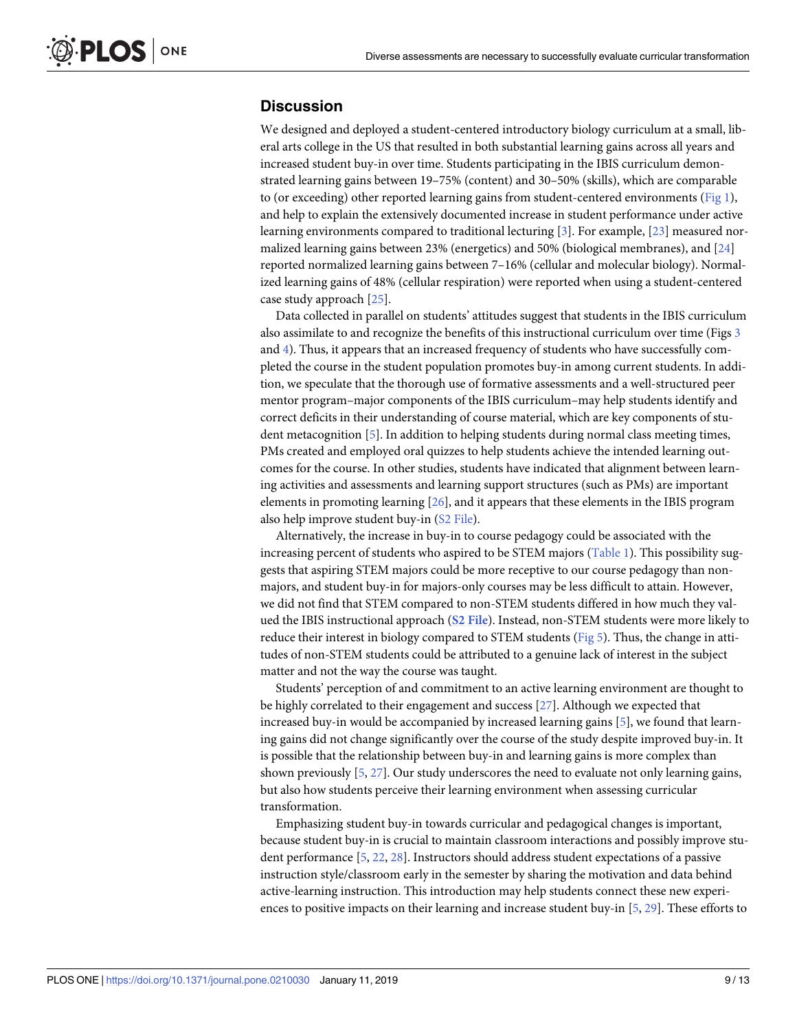## Discussion

We designed and deployed a student-centered introductory biology curriculum at a small, liberal arts college in the US that resulted in both substantial learning gains across all years and increased student buy-in over time. Students participating in the IBIS curriculum demonstrated learning gains between 19–75% (content) and 30–50% (skills), which are comparable to (or exceeding) other reported learning gains from student-centered environments (Fig 1), and help to explain the extensively documented increase in student performance under active learning environments compared to traditional lecturing [3]. For example, [23] measured normalized learning gains between 23% (energetics) and 50% (biological membranes), and [24] reported normalized learning gains between 7–16% (cellular and molecular biology). Normalized learning gains of 48% (cellular respiration) were reported when using a student-centered case study approach [25].

Data collected in parallel on students' attitudes suggest that students in the IBIS curriculum also assimilate to and recognize the benefits of this instructional curriculum over time (Figs 3 and 4). Thus, it appears that an increased frequency of students who have successfully completed the course in the student population promotes buy-in among current students. In addition, we speculate that the thorough use of formative assessments and a well-structured peer mentor program–major components of the IBIS curriculum–may help students identify and correct deficits in their understanding of course material, which are key components of student metacognition [5]. In addition to helping students during normal class meeting times, PMs created and employed oral quizzes to help students achieve the intended learning outcomes for the course. In other studies, students have indicated that alignment between learning activities and assessments and learning support structures (such as PMs) are important elements in promoting learning [26], and it appears that these elements in the IBIS program also help improve student buy-in (S2 File).

Alternatively, the increase in buy-in to course pedagogy could be associated with the increasing percent of students who aspired to be STEM majors (Table 1). This possibility suggests that aspiring STEM majors could be more receptive to our course pedagogy than non-majors, and student buy-in for majors-only courses may be less difficult to attain. However, we did not find that STEM compared to non-STEM students differed in how much they valued the IBIS instructional approach (**S2 File**). Instead, non-STEM students were more likely to reduce their interest in biology compared to STEM students (Fig 5). Thus, the change in attitudes of non-STEM students could be attributed to a genuine lack of interest in the subject matter and not the way the course was taught.

Students' perception of and commitment to an active learning environment are thought to be highly correlated to their engagement and success [27]. Although we expected that increased buy-in would be accompanied by increased learning gains [5], we found that learning gains did not change significantly over the course of the study despite improved buy-in. It is possible that the relationship between buy-in and learning gains is more complex than shown previously [5, 27]. Our study underscores the need to evaluate not only learning gains, but also how students perceive their learning environment when assessing curricular transformation.

Emphasizing student buy-in towards curricular and pedagogical changes is important, because student buy-in is crucial to maintain classroom interactions and possibly improve student performance [5, 22, 28]. Instructors should address student expectations of a passive instruction style/classroom early in the semester by sharing the motivation and data behind active-learning instruction. This introduction may help students connect these new experiences to positive impacts on their learning and increase student buy-in [5, 29]. These efforts to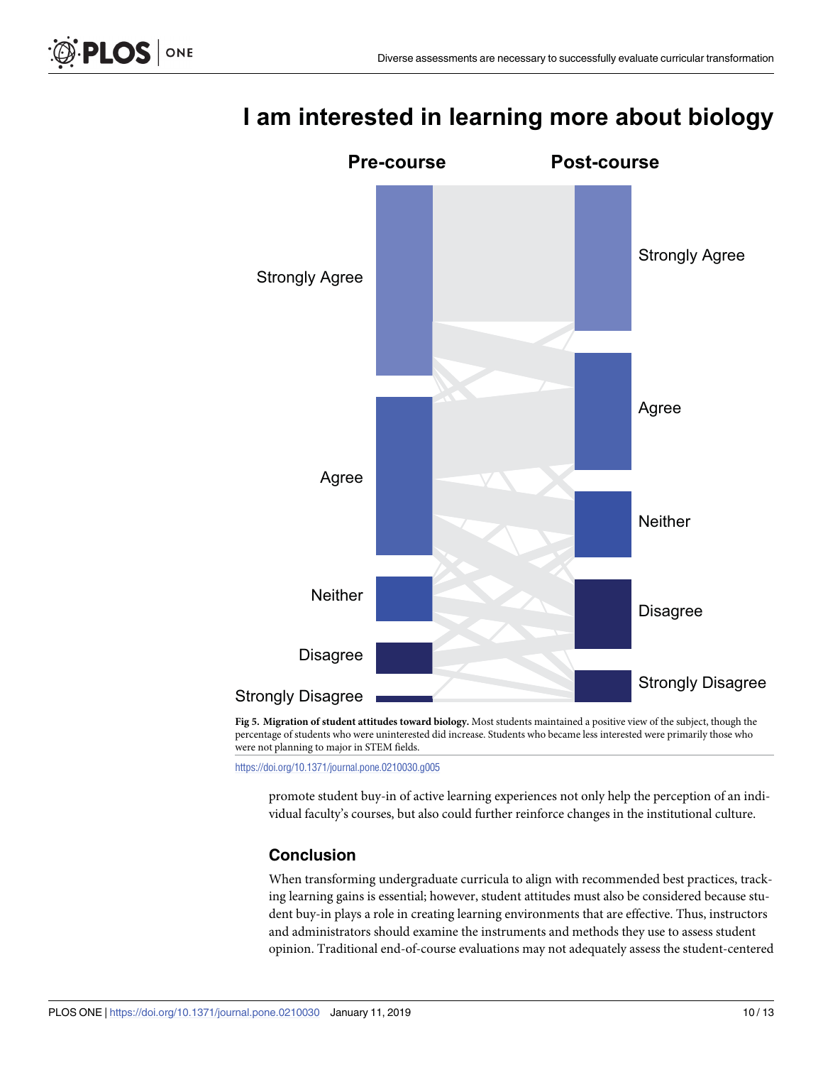**Fig 5. Migration of student attitudes toward biology.** Most students maintained a positive view of the subject, though the percentage of students who were uninterested did increase. Students who became less interested were primarily those who were not planning to major in STEM fields.

https://doi.org/10.1371/journal.pone.0210030.g005

promote student buy-in of active learning experiences not only help the perception of an individual faculty's courses, but also could further reinforce changes in the institutional culture.

## Conclusion

When transforming undergraduate curricula to align with recommended best practices, tracking learning gains is essential; however, student attitudes must also be considered because student buy-in plays a role in creating learning environments that are effective. Thus, instructors and administrators should examine the instruments and methods they use to assess student opinion. Traditional end-of-course evaluations may not adequately assess the student-centered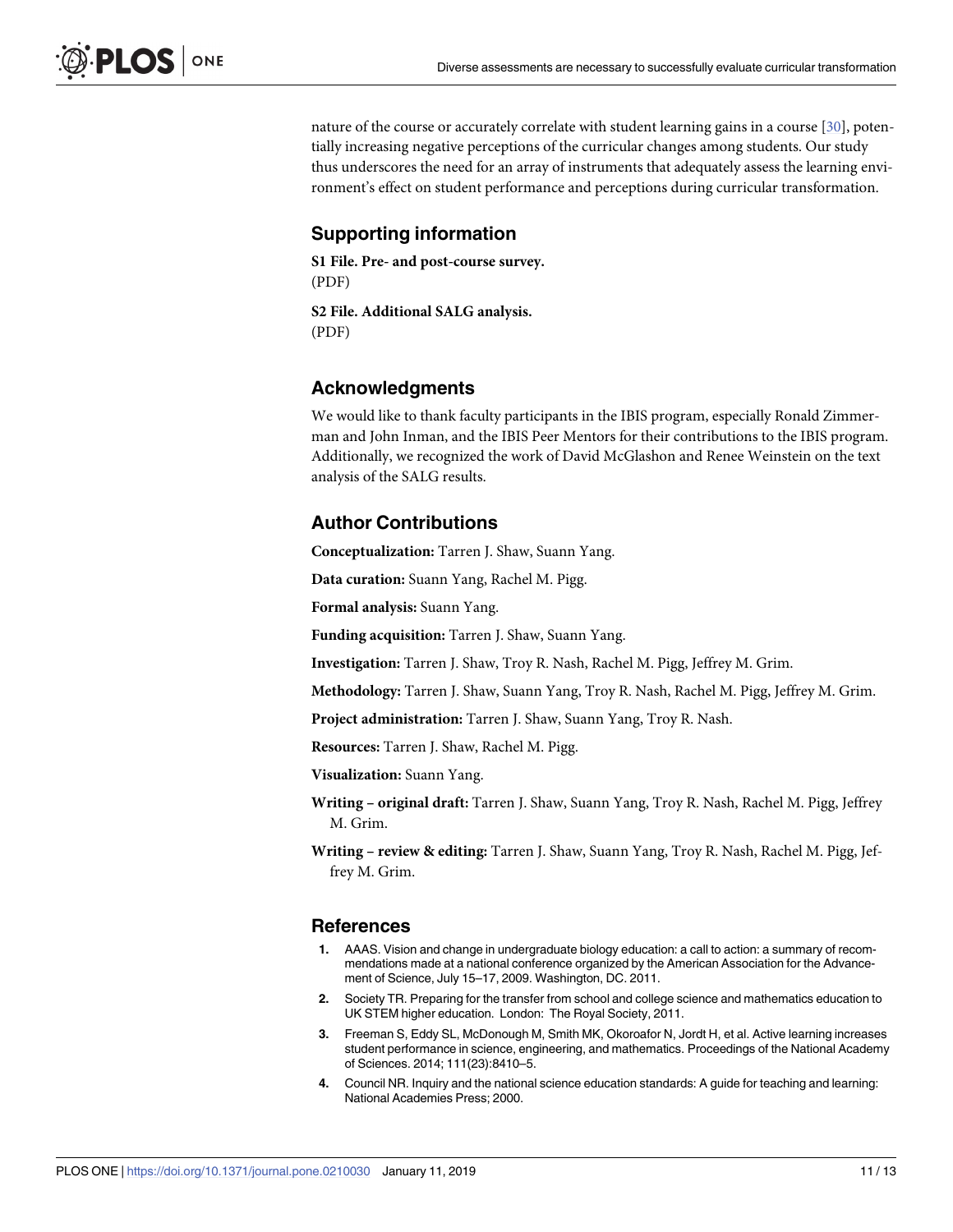nature of the course or accurately correlate with student learning gains in a course [30], potentially increasing negative perceptions of the curricular changes among students. Our study thus underscores the need for an array of instruments that adequately assess the learning environment's effect on student performance and perceptions during curricular transformation.

## Supporting information

**S1 File. Pre- and post-course survey.**
(PDF)

**S2 File. Additional SALG analysis.**
(PDF)

## Acknowledgments

We would like to thank faculty participants in the IBIS program, especially Ronald Zimmerman and John Inman, and the IBIS Peer Mentors for their contributions to the IBIS program. Additionally, we recognized the work of David McGlashon and Renee Weinstein on the text analysis of the SALG results.

## Author Contributions

**Conceptualization:** Tarren J. Shaw, Suann Yang.

**Data curation:** Suann Yang, Rachel M. Pigg.

**Formal analysis:** Suann Yang.

**Funding acquisition:** Tarren J. Shaw, Suann Yang.

**Investigation:** Tarren J. Shaw, Troy R. Nash, Rachel M. Pigg, Jeffrey M. Grim.

**Methodology:** Tarren J. Shaw, Suann Yang, Troy R. Nash, Rachel M. Pigg, Jeffrey M. Grim.

**Project administration:** Tarren J. Shaw, Suann Yang, Troy R. Nash.

**Resources:** Tarren J. Shaw, Rachel M. Pigg.

**Visualization:** Suann Yang.

**Writing – original draft:** Tarren J. Shaw, Suann Yang, Troy R. Nash, Rachel M. Pigg, Jeffrey M. Grim.

**Writing – review & editing:** Tarren J. Shaw, Suann Yang, Troy R. Nash, Rachel M. Pigg, Jeffrey M. Grim.

## References

1. AAAS. Vision and change in undergraduate biology education: a call to action: a summary of recommendations made at a national conference organized by the American Association for the Advancement of Science, July 15–17, 2009. Washington, DC. 2011.
2. Society TR. Preparing for the transfer from school and college science and mathematics education to UK STEM higher education. London: The Royal Society, 2011.
3. Freeman S, Eddy SL, McDonough M, Smith MK, Okoroafor N, Jordt H, et al. Active learning increases student performance in science, engineering, and mathematics. Proceedings of the National Academy of Sciences. 2014; 111(23):8410–5.
4. Council NR. Inquiry and the national science education standards: A guide for teaching and learning: National Academies Press; 2000.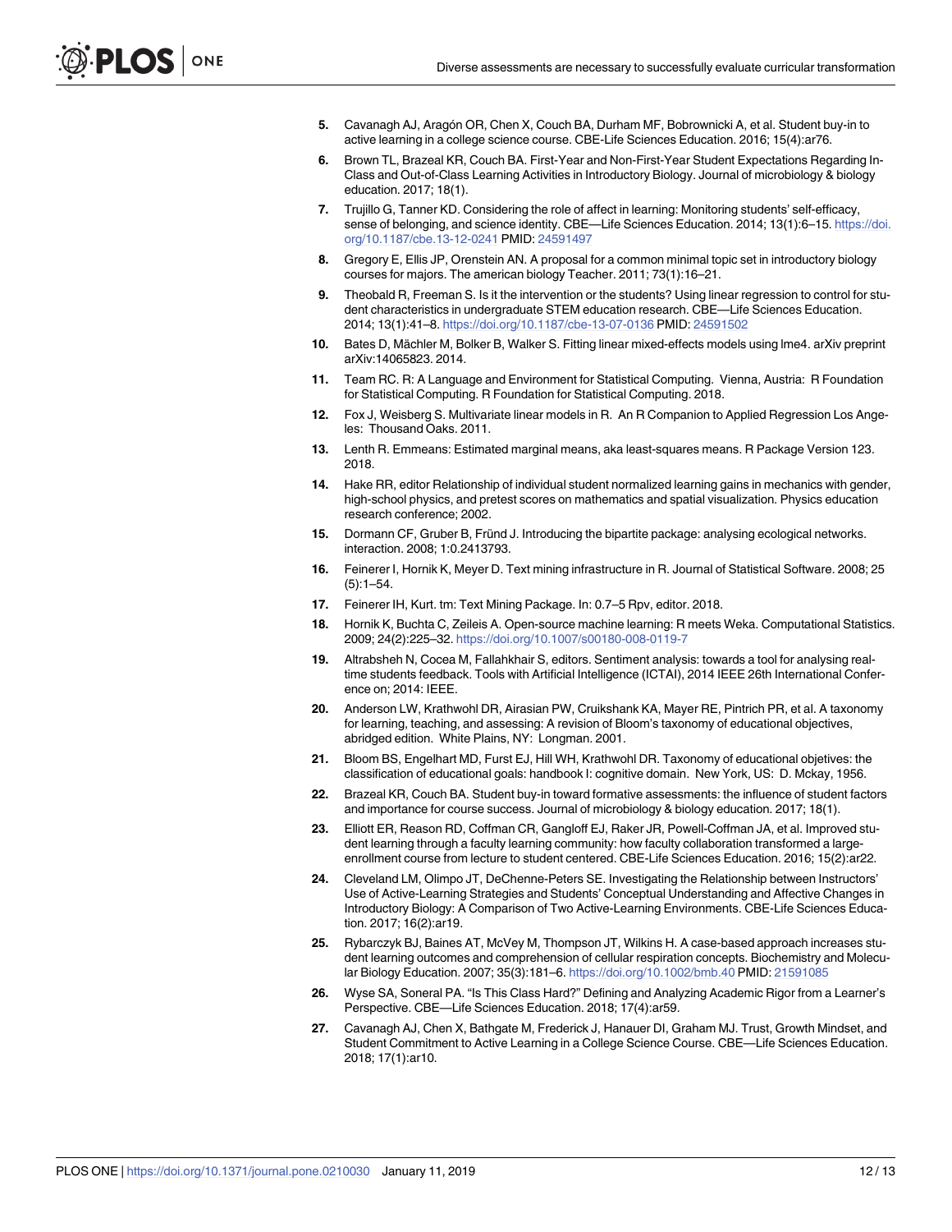5. Cavanagh AJ, Aragón OR, Chen X, Couch BA, Durham MF, Bobrownicki A, et al. Student buy-in to active learning in a college science course. CBE-Life Sciences Education. 2016; 15(4):ar76.
6. Brown TL, Brazeal KR, Couch BA. First-Year and Non-First-Year Student Expectations Regarding In-Class and Out-of-Class Learning Activities in Introductory Biology. Journal of microbiology & biology education. 2017; 18(1).
7. Trujillo G, Tanner KD. Considering the role of affect in learning: Monitoring students' self-efficacy, sense of belonging, and science identity. CBE—Life Sciences Education. 2014; 13(1):6–15. https://doi.org/10.1187/cbe.13-12-0241 PMID: 24591497
8. Gregory E, Ellis JP, Orenstein AN. A proposal for a common minimal topic set in introductory biology courses for majors. The american biology Teacher. 2011; 73(1):16–21.
9. Theobald R, Freeman S. Is it the intervention or the students? Using linear regression to control for student characteristics in undergraduate STEM education research. CBE—Life Sciences Education. 2014; 13(1):41–8. https://doi.org/10.1187/cbe-13-07-0136 PMID: 24591502
10. Bates D, Mächler M, Bolker B, Walker S. Fitting linear mixed-effects models using lme4. arXiv preprint arXiv:14065823. 2014.
11. Team RC. R: A Language and Environment for Statistical Computing. Vienna, Austria: R Foundation for Statistical Computing. R Foundation for Statistical Computing. 2018.
12. Fox J, Weisberg S. Multivariate linear models in R. An R Companion to Applied Regression Los Angeles: Thousand Oaks. 2011.
13. Lenth R. Emmeans: Estimated marginal means, aka least-squares means. R Package Version 123. 2018.
14. Hake RR, editor Relationship of individual student normalized learning gains in mechanics with gender, high-school physics, and pretest scores on mathematics and spatial visualization. Physics education research conference; 2002.
15. Dormann CF, Gruber B, Fründ J. Introducing the bipartite package: analysing ecological networks. interaction. 2008; 1:0.2413793.
16. Feinerer I, Hornik K, Meyer D. Text mining infrastructure in R. Journal of Statistical Software. 2008; 25 (5):1–54.
17. Feinerer IH, Kurt. tm: Text Mining Package. In: 0.7–5 Rpv, editor. 2018.
18. Hornik K, Buchta C, Zeileis A. Open-source machine learning: R meets Weka. Computational Statistics. 2009; 24(2):225–32. https://doi.org/10.1007/s00180-008-0119-7
19. Altrabsheh N, Cocea M, Fallahkhair S, editors. Sentiment analysis: towards a tool for analysing real-time students feedback. Tools with Artificial Intelligence (ICTAI), 2014 IEEE 26th International Conference on; 2014: IEEE.
20. Anderson LW, Krathwohl DR, Airasian PW, Cruikshank KA, Mayer RE, Pintrich PR, et al. A taxonomy for learning, teaching, and assessing: A revision of Bloom's taxonomy of educational objectives, abridged edition. White Plains, NY: Longman. 2001.
21. Bloom BS, Engelhart MD, Furst EJ, Hill WH, Krathwohl DR. Taxonomy of educational objetives: the classification of educational goals: handbook I: cognitive domain. New York, US: D. Mckay, 1956.
22. Brazeal KR, Couch BA. Student buy-in toward formative assessments: the influence of student factors and importance for course success. Journal of microbiology & biology education. 2017; 18(1).
23. Elliott ER, Reason RD, Coffman CR, Gangloff EJ, Raker JR, Powell-Coffman JA, et al. Improved student learning through a faculty learning community: how faculty collaboration transformed a large-enrollment course from lecture to student centered. CBE-Life Sciences Education. 2016; 15(2):ar22.
24. Cleveland LM, Olimpo JT, DeChenne-Peters SE. Investigating the Relationship between Instructors' Use of Active-Learning Strategies and Students' Conceptual Understanding and Affective Changes in Introductory Biology: A Comparison of Two Active-Learning Environments. CBE-Life Sciences Education. 2017; 16(2):ar19.
25. Rybarczyk BJ, Baines AT, McVey M, Thompson JT, Wilkins H. A case-based approach increases student learning outcomes and comprehension of cellular respiration concepts. Biochemistry and Molecular Biology Education. 2007; 35(3):181–6. https://doi.org/10.1002/bmb.40 PMID: 21591085
26. Wyse SA, Soneral PA. "Is This Class Hard?" Defining and Analyzing Academic Rigor from a Learner's Perspective. CBE—Life Sciences Education. 2018; 17(4):ar59.
27. Cavanagh AJ, Chen X, Bathgate M, Frederick J, Hanauer DI, Graham MJ. Trust, Growth Mindset, and Student Commitment to Active Learning in a College Science Course. CBE—Life Sciences Education. 2018; 17(1):ar10.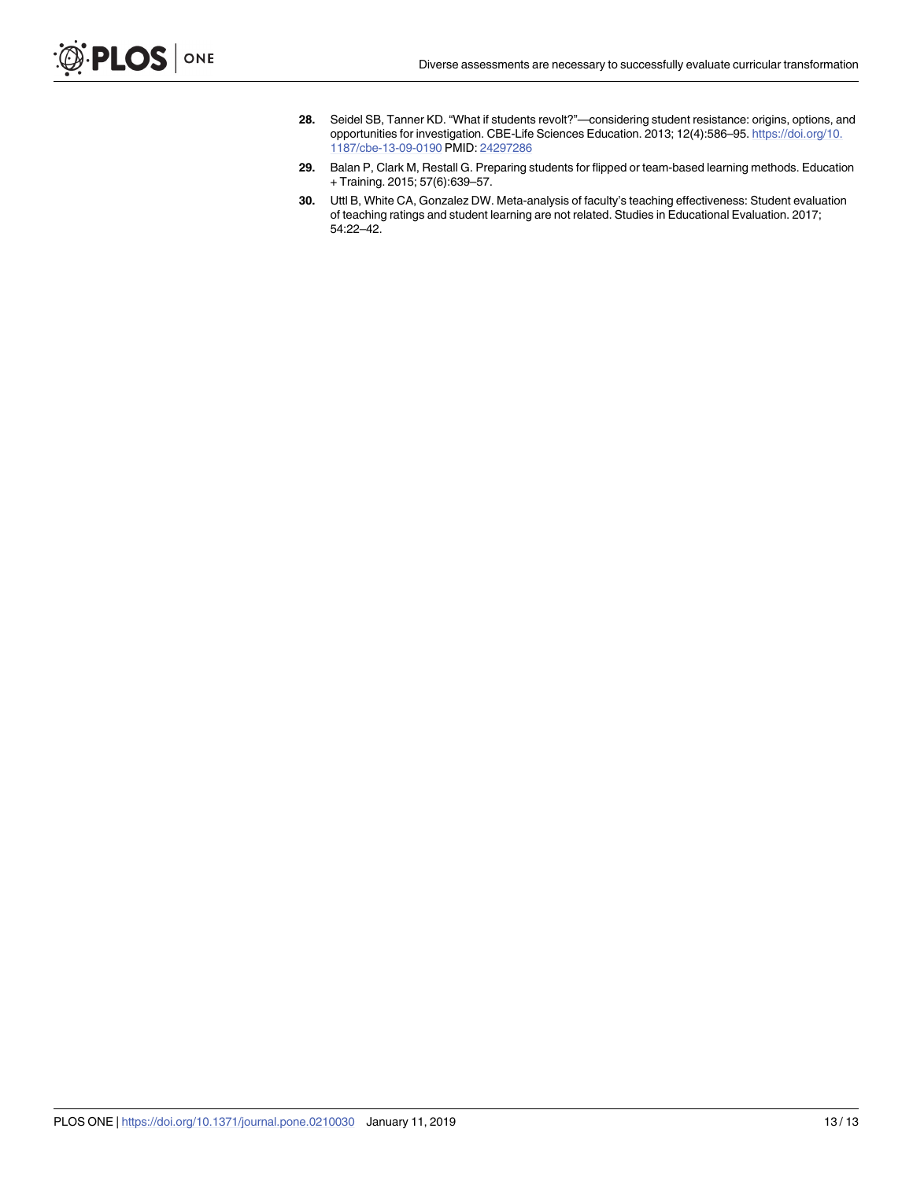28. Seidel SB, Tanner KD. "What if students revolt?"—considering student resistance: origins, options, and opportunities for investigation. CBE-Life Sciences Education. 2013; 12(4):586–95. https://doi.org/10.1187/cbe-13-09-0190 PMID: 24297286

29. Balan P, Clark M, Restall G. Preparing students for flipped or team-based learning methods. Education + Training. 2015; 57(6):639–57.

30. Uttl B, White CA, Gonzalez DW. Meta-analysis of faculty's teaching effectiveness: Student evaluation of teaching ratings and student learning are not related. Studies in Educational Evaluation. 2017; 54:22–42.